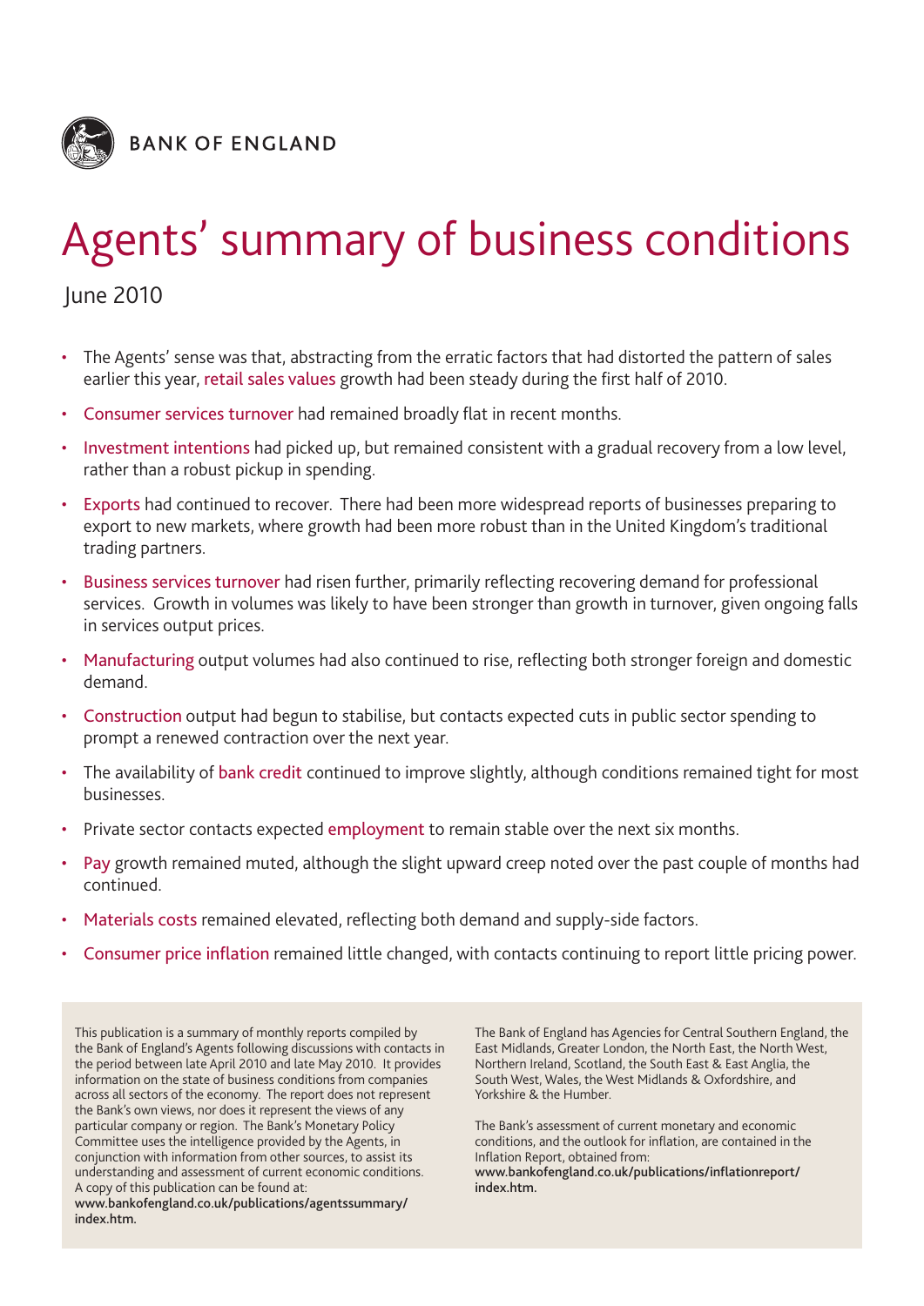BANK OF ENGLAND

# Agents' summary of business conditions

June 2010

- The Agents' sense was that, abstracting from the erratic factors that had distorted the pattern of sales earlier this year, retail sales values growth had been steady during the first half of 2010.
- Consumer services turnover had remained broadly flat in recent months.
- Investment intentions had picked up, but remained consistent with a gradual recovery from a low level, rather than a robust pickup in spending.
- Exports had continued to recover. There had been more widespread reports of businesses preparing to export to new markets, where growth had been more robust than in the United Kingdom's traditional trading partners.
- Business services turnover had risen further, primarily reflecting recovering demand for professional services. Growth in volumes was likely to have been stronger than growth in turnover, given ongoing falls in services output prices.
- Manufacturing output volumes had also continued to rise, reflecting both stronger foreign and domestic demand.
- Construction output had begun to stabilise, but contacts expected cuts in public sector spending to prompt a renewed contraction over the next year.
- The availability of bank credit continued to improve slightly, although conditions remained tight for most businesses.
- Private sector contacts expected employment to remain stable over the next six months.
- Pay growth remained muted, although the slight upward creep noted over the past couple of months had continued.
- Materials costs remained elevated, reflecting both demand and supply-side factors.
- Consumer price inflation remained little changed, with contacts continuing to report little pricing power.

This publication is a summary of monthly reports compiled by the Bank of England's Agents following discussions with contacts in the period between late April 2010 and late May 2010. It provides information on the state of business conditions from companies across all sectors of the economy. The report does not represent the Bank's own views, nor does it represent the views of any particular company or region. The Bank's Monetary Policy Committee uses the intelligence provided by the Agents, in conjunction with information from other sources, to assist its understanding and assessment of current economic conditions. A copy of this publication can be found at: **www.bankofengland.co.uk/publications/agentssummary/index.htm.**

The Bank of England has Agencies for Central Southern England, the East Midlands, Greater London, the North East, the North West, Northern Ireland, Scotland, the South East & East Anglia, the South West, Wales, the West Midlands & Oxfordshire, and Yorkshire & the Humber.

The Bank's assessment of current monetary and economic conditions, and the outlook for inflation, are contained in the Inflation Report, obtained from: **www.bankofengland.co.uk/publications/inflationreport/index.htm.**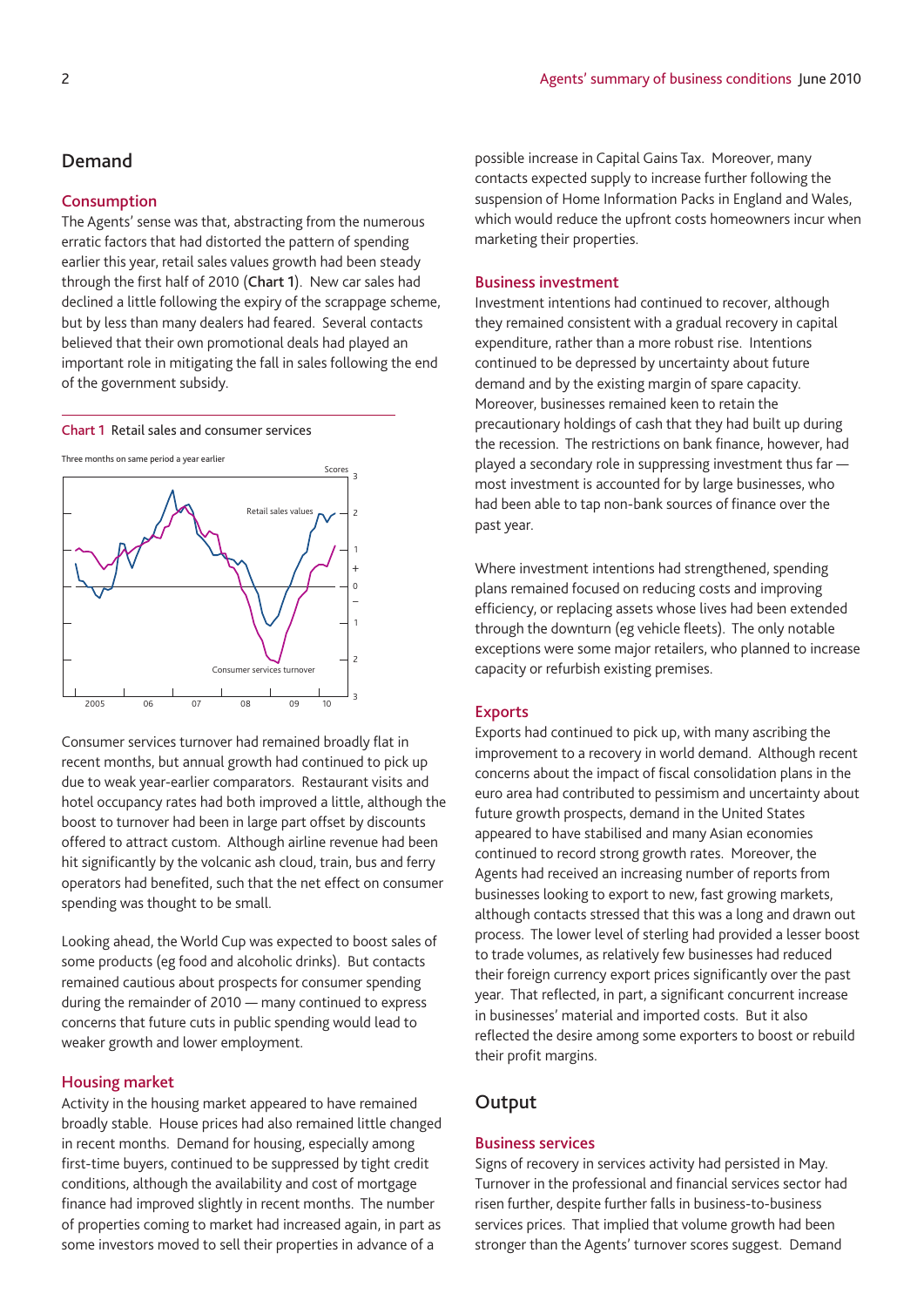## Demand

### Consumption

The Agents' sense was that, abstracting from the numerous erratic factors that had distorted the pattern of spending earlier this year, retail sales values growth had been steady through the first half of 2010 (**Chart 1**). New car sales had declined a little following the expiry of the scrappage scheme, but by less than many dealers had feared. Several contacts believed that their own promotional deals had played an important role in mitigating the fall in sales following the end of the government subsidy.

Chart 1 Retail sales and consumer services

Consumer services turnover had remained broadly flat in recent months, but annual growth had continued to pick up due to weak year-earlier comparators. Restaurant visits and hotel occupancy rates had both improved a little, although the boost to turnover had been in large part offset by discounts offered to attract custom. Although airline revenue had been hit significantly by the volcanic ash cloud, train, bus and ferry operators had benefited, such that the net effect on consumer spending was thought to be small.

Looking ahead, the World Cup was expected to boost sales of some products (eg food and alcoholic drinks). But contacts remained cautious about prospects for consumer spending during the remainder of 2010 — many continued to express concerns that future cuts in public spending would lead to weaker growth and lower employment.

### Housing market

Activity in the housing market appeared to have remained broadly stable. House prices had also remained little changed in recent months. Demand for housing, especially among first-time buyers, continued to be suppressed by tight credit conditions, although the availability and cost of mortgage finance had improved slightly in recent months. The number of properties coming to market had increased again, in part as some investors moved to sell their properties in advance of a possible increase in Capital Gains Tax. Moreover, many contacts expected supply to increase further following the suspension of Home Information Packs in England and Wales, which would reduce the upfront costs homeowners incur when marketing their properties.

### Business investment

Investment intentions had continued to recover, although they remained consistent with a gradual recovery in capital expenditure, rather than a more robust rise. Intentions continued to be depressed by uncertainty about future demand and by the existing margin of spare capacity. Moreover, businesses remained keen to retain the precautionary holdings of cash that they had built up during the recession. The restrictions on bank finance, however, had played a secondary role in suppressing investment thus far — most investment is accounted for by large businesses, who had been able to tap non-bank sources of finance over the past year.

Where investment intentions had strengthened, spending plans remained focused on reducing costs and improving efficiency, or replacing assets whose lives had been extended through the downturn (eg vehicle fleets). The only notable exceptions were some major retailers, who planned to increase capacity or refurbish existing premises.

### Exports

Exports had continued to pick up, with many ascribing the improvement to a recovery in world demand. Although recent concerns about the impact of fiscal consolidation plans in the euro area had contributed to pessimism and uncertainty about future growth prospects, demand in the United States appeared to have stabilised and many Asian economies continued to record strong growth rates. Moreover, the Agents had received an increasing number of reports from businesses looking to export to new, fast growing markets, although contacts stressed that this was a long and drawn out process. The lower level of sterling had provided a lesser boost to trade volumes, as relatively few businesses had reduced their foreign currency export prices significantly over the past year. That reflected, in part, a significant concurrent increase in businesses' material and imported costs. But it also reflected the desire among some exporters to boost or rebuild their profit margins.

## Output

### Business services

Signs of recovery in services activity had persisted in May. Turnover in the professional and financial services sector had risen further, despite further falls in business-to-business services prices. That implied that volume growth had been stronger than the Agents' turnover scores suggest. Demand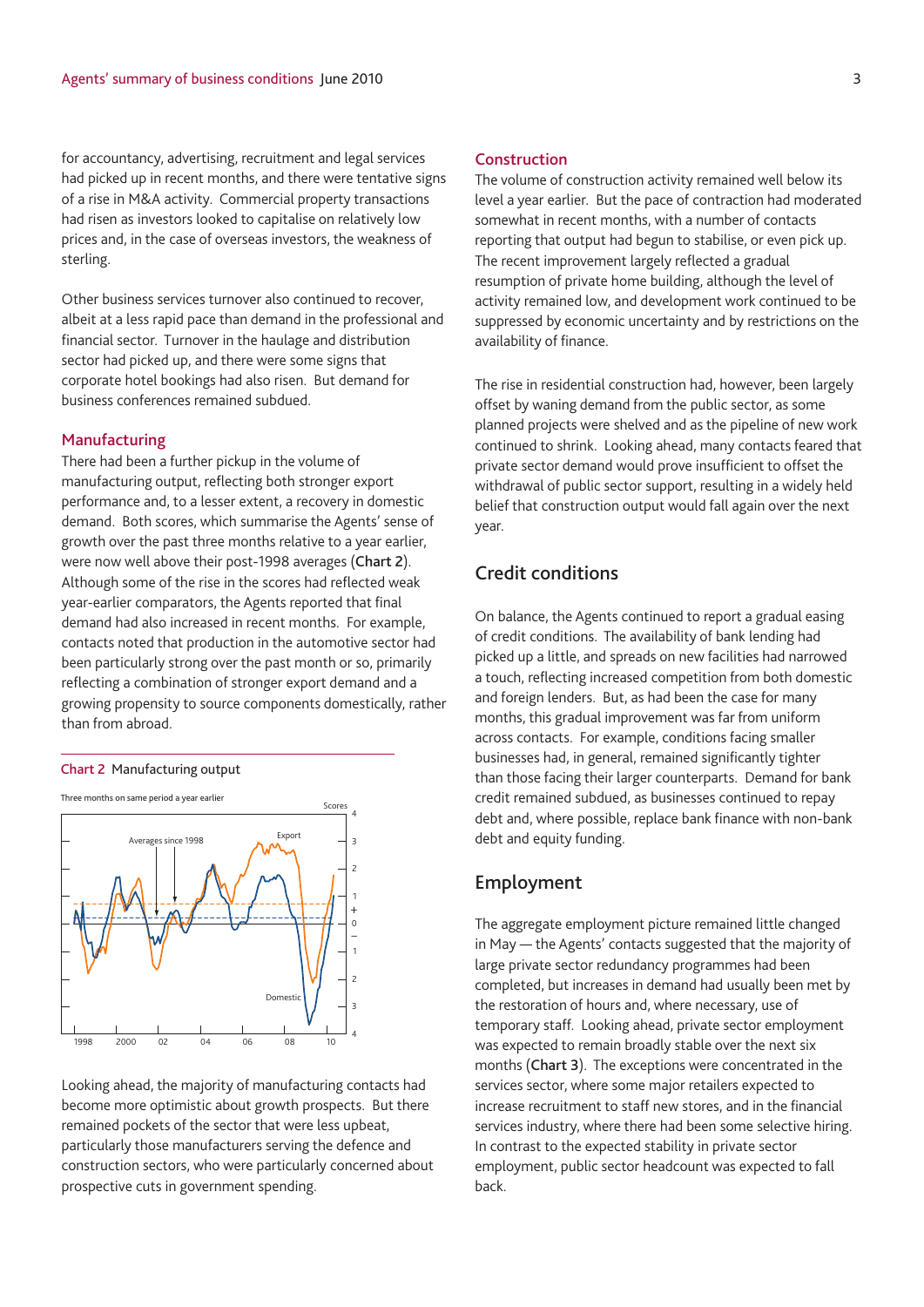for accountancy, advertising, recruitment and legal services had picked up in recent months, and there were tentative signs of a rise in M&A activity. Commercial property transactions had risen as investors looked to capitalise on relatively low prices and, in the case of overseas investors, the weakness of sterling.

Other business services turnover also continued to recover, albeit at a less rapid pace than demand in the professional and financial sector. Turnover in the haulage and distribution sector had picked up, and there were some signs that corporate hotel bookings had also risen. But demand for business conferences remained subdued.

### Manufacturing

There had been a further pickup in the volume of manufacturing output, reflecting both stronger export performance and, to a lesser extent, a recovery in domestic demand. Both scores, which summarise the Agents' sense of growth over the past three months relative to a year earlier, were now well above their post-1998 averages (**Chart 2**). Although some of the rise in the scores had reflected weak year-earlier comparators, the Agents reported that final demand had also increased in recent months. For example, contacts noted that production in the automotive sector had been particularly strong over the past month or so, primarily reflecting a combination of stronger export demand and a growing propensity to source components domestically, rather than from abroad.

Chart 2 Manufacturing output

Looking ahead, the majority of manufacturing contacts had become more optimistic about growth prospects. But there remained pockets of the sector that were less upbeat, particularly those manufacturers serving the defence and construction sectors, who were particularly concerned about prospective cuts in government spending.

### Construction

The volume of construction activity remained well below its level a year earlier. But the pace of contraction had moderated somewhat in recent months, with a number of contacts reporting that output had begun to stabilise, or even pick up. The recent improvement largely reflected a gradual resumption of private home building, although the level of activity remained low, and development work continued to be suppressed by economic uncertainty and by restrictions on the availability of finance.

The rise in residential construction had, however, been largely offset by waning demand from the public sector, as some planned projects were shelved and as the pipeline of new work continued to shrink. Looking ahead, many contacts feared that private sector demand would prove insufficient to offset the withdrawal of public sector support, resulting in a widely held belief that construction output would fall again over the next year.

## Credit conditions

On balance, the Agents continued to report a gradual easing of credit conditions. The availability of bank lending had picked up a little, and spreads on new facilities had narrowed a touch, reflecting increased competition from both domestic and foreign lenders. But, as had been the case for many months, this gradual improvement was far from uniform across contacts. For example, conditions facing smaller businesses had, in general, remained significantly tighter than those facing their larger counterparts. Demand for bank credit remained subdued, as businesses continued to repay debt and, where possible, replace bank finance with non-bank debt and equity funding.

## Employment

The aggregate employment picture remained little changed in May — the Agents' contacts suggested that the majority of large private sector redundancy programmes had been completed, but increases in demand had usually been met by the restoration of hours and, where necessary, use of temporary staff. Looking ahead, private sector employment was expected to remain broadly stable over the next six months (**Chart 3**). The exceptions were concentrated in the services sector, where some major retailers expected to increase recruitment to staff new stores, and in the financial services industry, where there had been some selective hiring. In contrast to the expected stability in private sector employment, public sector headcount was expected to fall back.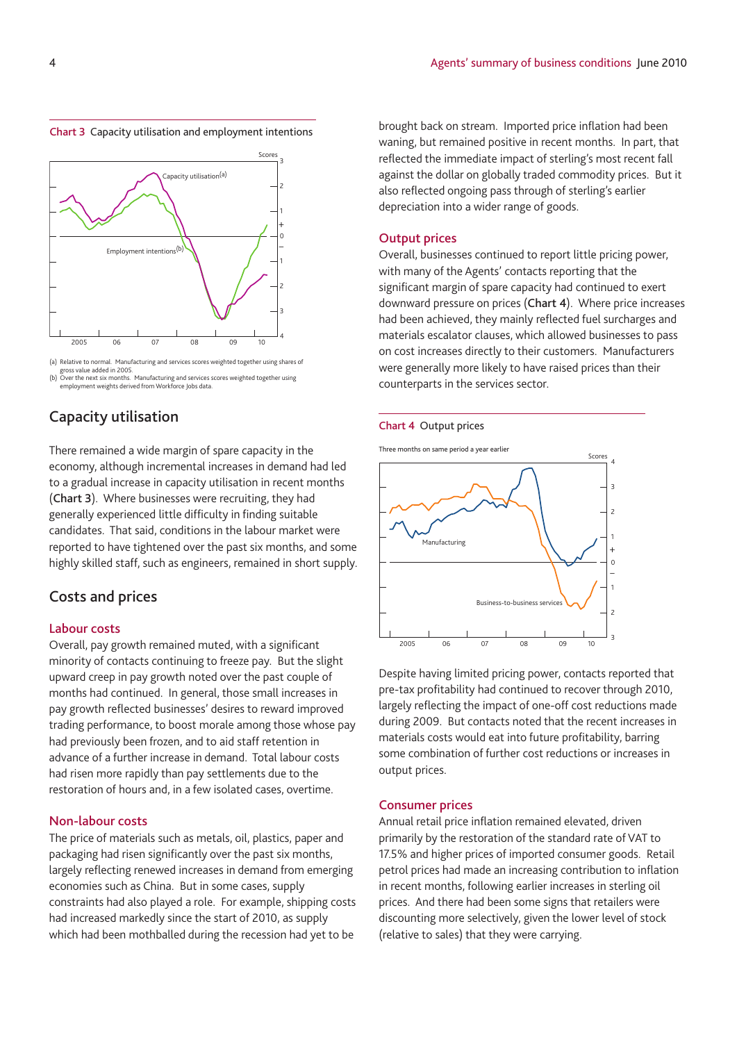**Chart 3** Capacity utilisation and employment intentions

Scores

Capacity utilisation(a)

Employment intentions(b)

3
2
1
+
0
–
1
2
3
4

2005 06 07 08 09 10

(a) Relative to normal. Manufacturing and services scores weighted together using shares of gross value added in 2005.
(b) Over the next six months. Manufacturing and services scores weighted together using employment weights derived from Workforce Jobs data.

## Capacity utilisation

There remained a wide margin of spare capacity in the economy, although incremental increases in demand had led to a gradual increase in capacity utilisation in recent months (**Chart 3**). Where businesses were recruiting, they had generally experienced little difficulty in finding suitable candidates. That said, conditions in the labour market were reported to have tightened over the past six months, and some highly skilled staff, such as engineers, remained in short supply.

## Costs and prices

### Labour costs

Overall, pay growth remained muted, with a significant minority of contacts continuing to freeze pay. But the slight upward creep in pay growth noted over the past couple of months had continued. In general, those small increases in pay growth reflected businesses' desires to reward improved trading performance, to boost morale among those whose pay had previously been frozen, and to aid staff retention in advance of a further increase in demand. Total labour costs had risen more rapidly than pay settlements due to the restoration of hours and, in a few isolated cases, overtime.

### Non-labour costs

The price of materials such as metals, oil, plastics, paper and packaging had risen significantly over the past six months, largely reflecting renewed increases in demand from emerging economies such as China. But in some cases, supply constraints had also played a role. For example, shipping costs had increased markedly since the start of 2010, as supply which had been mothballed during the recession had yet to be brought back on stream. Imported price inflation had been waning, but remained positive in recent months. In part, that reflected the immediate impact of sterling's most recent fall against the dollar on globally traded commodity prices. But it also reflected ongoing pass through of sterling's earlier depreciation into a wider range of goods.

### Output prices

Overall, businesses continued to report little pricing power, with many of the Agents' contacts reporting that the significant margin of spare capacity had continued to exert downward pressure on prices (**Chart 4**). Where price increases had been achieved, they mainly reflected fuel surcharges and materials escalator clauses, which allowed businesses to pass on cost increases directly to their customers. Manufacturers were generally more likely to have raised prices than their counterparts in the services sector.

**Chart 4** Output prices

Three months on same period a year earlier

Scores

Manufacturing

Business-to-business services

4
3
2
1
+
0
–
1
2
3

2005 06 07 08 09 10

Despite having limited pricing power, contacts reported that pre-tax profitability had continued to recover through 2010, largely reflecting the impact of one-off cost reductions made during 2009. But contacts noted that the recent increases in materials costs would eat into future profitability, barring some combination of further cost reductions or increases in output prices.

### Consumer prices

Annual retail price inflation remained elevated, driven primarily by the restoration of the standard rate of VAT to 17.5% and higher prices of imported consumer goods. Retail petrol prices had made an increasing contribution to inflation in recent months, following earlier increases in sterling oil prices. And there had been some signs that retailers were discounting more selectively, given the lower level of stock (relative to sales) that they were carrying.